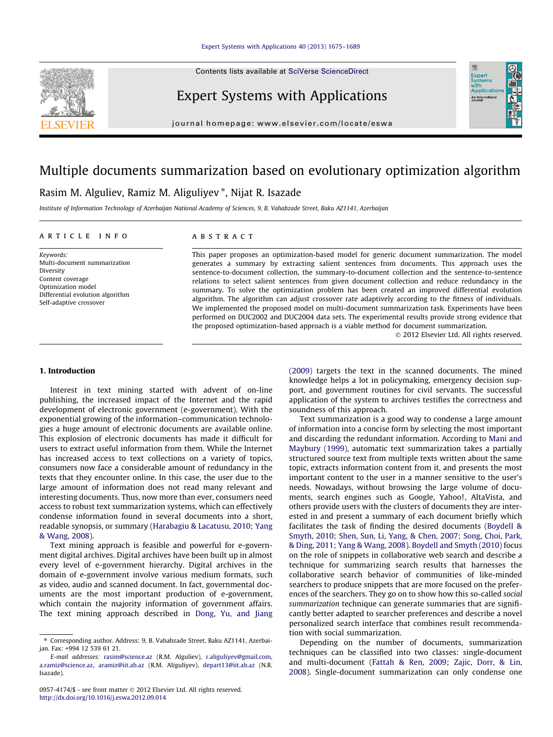# Multiple documents summarization based on evolutionary optimization algorithm

Rasim M. Alguliev, Ramiz M. Aliguliyev *, Nijat R. Isazade

*Institute of Information Technology of Azerbaijan National Academy of Sciences, 9, B. Vahabzade Street, Baku AZ1141, Azerbaijan*

## ARTICLE INFO

*Keywords:*
Multi-document summarization
Diversity
Content coverage
Optimization model
Differential evolution algorithm
Self-adaptive crossover

## ABSTRACT

This paper proposes an optimization-based model for generic document summarization. The model generates a summary by extracting salient sentences from documents. This approach uses the sentence-to-document collection, the summary-to-document collection and the sentence-to-sentence relations to select salient sentences from given document collection and reduce redundancy in the summary. To solve the optimization problem has been created an improved differential evolution algorithm. The algorithm can adjust crossover rate adaptively according to the fitness of individuals. We implemented the proposed model on multi-document summarization task. Experiments have been performed on DUC2002 and DUC2004 data sets. The experimental results provide strong evidence that the proposed optimization-based approach is a viable method for document summarization.

© 2012 Elsevier Ltd. All rights reserved.

## 1. Introduction

Interest in text mining started with advent of on-line publishing, the increased impact of the Internet and the rapid development of electronic government (e-government). With the exponential growing of the information–communication technologies a huge amount of electronic documents are available online. This explosion of electronic documents has made it difficult for users to extract useful information from them. While the Internet has increased access to text collections on a variety of topics, consumers now face a considerable amount of redundancy in the texts that they encounter online. In this case, the user due to the large amount of information does not read many relevant and interesting documents. Thus, now more than ever, consumers need access to robust text summarization systems, which can effectively condense information found in several documents into a short, readable synopsis, or summary (Harabagiu & Lacatusu, 2010; Yang & Wang, 2008).

Text mining approach is feasible and powerful for e-government digital archives. Digital archives have been built up in almost every level of e-government hierarchy. Digital archives in the domain of e-government involve various medium formats, such as video, audio and scanned document. In fact, governmental documents are the most important production of e-government, which contain the majority information of government affairs. The text mining approach described in Dong, Yu, and Jiang (2009) targets the text in the scanned documents. The mined knowledge helps a lot in policymaking, emergency decision support, and government routines for civil servants. The successful application of the system to archives testifies the correctness and soundness of this approach.

Text summarization is a good way to condense a large amount of information into a concise form by selecting the most important and discarding the redundant information. According to Mani and Maybury (1999), automatic text summarization takes a partially structured source text from multiple texts written about the same topic, extracts information content from it, and presents the most important content to the user in a manner sensitive to the user's needs. Nowadays, without browsing the large volume of documents, search engines such as Google, Yahoo!, AltaVista, and others provide users with the clusters of documents they are interested in and present a summary of each document briefly which facilitates the task of finding the desired documents (Boydell & Smyth, 2010; Shen, Sun, Li, Yang, & Chen, 2007; Song, Choi, Park, & Ding, 2011; Yang & Wang, 2008). Boydell and Smyth (2010) focus on the role of snippets in collaborative web search and describe a technique for summarizing search results that harnesses the collaborative search behavior of communities of like-minded searchers to produce snippets that are more focused on the preferences of the searchers. They go on to show how this so-called *social summarization* technique can generate summaries that are significantly better adapted to searcher preferences and describe a novel personalized search interface that combines result recommendation with social summarization.

Depending on the number of documents, summarization techniques can be classified into two classes: single-document and multi-document (Fattah & Ren, 2009; Zajic, Dorr, & Lin, 2008). Single-document summarization can only condense one

* Corresponding author. Address: 9, B. Vahabzade Street, Baku AZ1141, Azerbaijan. Fax: +994 12 539 61 21.

*E-mail addresses:* rasim@science.az (R.M. Alguliev), r.aliguliyev@gmail.com, a.ramiz@science.az, aramiz@iit.ab.az (R.M. Aliguliyev), depart13@iit.ab.az (N.R. Isazade).

0957-4174/$ - see front matter © 2012 Elsevier Ltd. All rights reserved.
http://dx.doi.org/10.1016/j.eswa.2012.09.014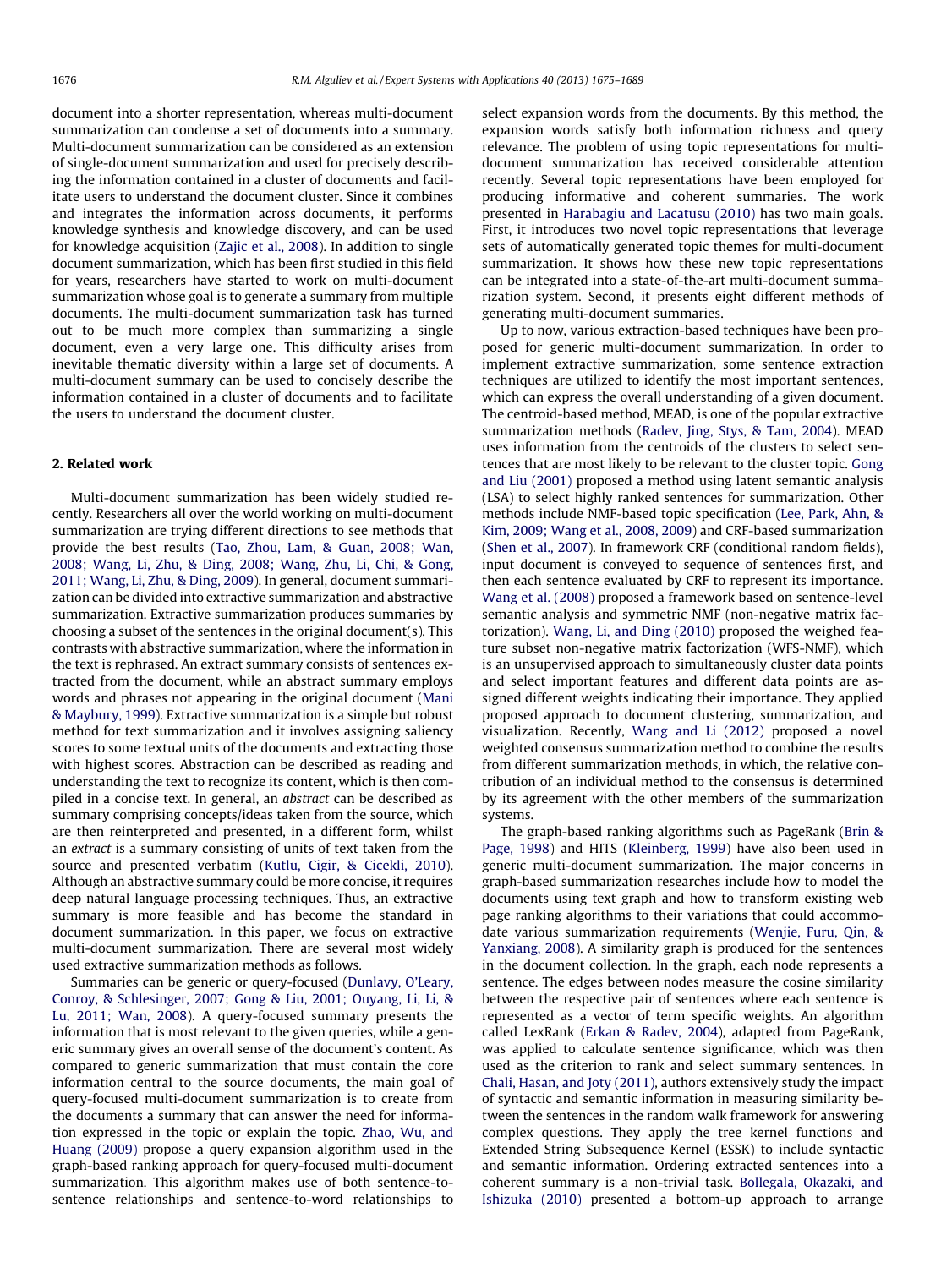document into a shorter representation, whereas multi-document summarization can condense a set of documents into a summary. Multi-document summarization can be considered as an extension of single-document summarization and used for precisely describing the information contained in a cluster of documents and facilitate users to understand the document cluster. Since it combines and integrates the information across documents, it performs knowledge synthesis and knowledge discovery, and can be used for knowledge acquisition (Zajic et al., 2008). In addition to single document summarization, which has been first studied in this field for years, researchers have started to work on multi-document summarization whose goal is to generate a summary from multiple documents. The multi-document summarization task has turned out to be much more complex than summarizing a single document, even a very large one. This difficulty arises from inevitable thematic diversity within a large set of documents. A multi-document summary can be used to concisely describe the information contained in a cluster of documents and to facilitate the users to understand the document cluster.

## 2. Related work

Multi-document summarization has been widely studied recently. Researchers all over the world working on multi-document summarization are trying different directions to see methods that provide the best results (Tao, Zhou, Lam, & Guan, 2008; Wan, 2008; Wang, Li, Zhu, & Ding, 2008; Wang, Zhu, Li, Chi, & Gong, 2011; Wang, Li, Zhu, & Ding, 2009). In general, document summarization can be divided into extractive summarization and abstractive summarization. Extractive summarization produces summaries by choosing a subset of the sentences in the original document(s). This contrasts with abstractive summarization, where the information in the text is rephrased. An extract summary consists of sentences extracted from the document, while an abstract summary employs words and phrases not appearing in the original document (Mani & Maybury, 1999). Extractive summarization is a simple but robust method for text summarization and it involves assigning saliency scores to some textual units of the documents and extracting those with highest scores. Abstraction can be described as reading and understanding the text to recognize its content, which is then compiled in a concise text. In general, an *abstract* can be described as summary comprising concepts/ideas taken from the source, which are then reinterpreted and presented, in a different form, whilst an *extract* is a summary consisting of units of text taken from the source and presented verbatim (Kutlu, Cigir, & Cicekli, 2010). Although an abstractive summary could be more concise, it requires deep natural language processing techniques. Thus, an extractive summary is more feasible and has become the standard in document summarization. In this paper, we focus on extractive multi-document summarization. There are several most widely used extractive summarization methods as follows.

Summaries can be generic or query-focused (Dunlavy, O'Leary, Conroy, & Schlesinger, 2007; Gong & Liu, 2001; Ouyang, Li, Li, & Lu, 2011; Wan, 2008). A query-focused summary presents the information that is most relevant to the given queries, while a generic summary gives an overall sense of the document's content. As compared to generic summarization that must contain the core information central to the source documents, the main goal of query-focused multi-document summarization is to create from the documents a summary that can answer the need for information expressed in the topic or explain the topic. Zhao, Wu, and Huang (2009) propose a query expansion algorithm used in the graph-based ranking approach for query-focused multi-document summarization. This algorithm makes use of both sentence-to-sentence relationships and sentence-to-word relationships to select expansion words from the documents. By this method, the expansion words satisfy both information richness and query relevance. The problem of using topic representations for multi-document summarization has received considerable attention recently. Several topic representations have been employed for producing informative and coherent summaries. The work presented in Harabagiu and Lacatusu (2010) has two main goals. First, it introduces two novel topic representations that leverage sets of automatically generated topic themes for multi-document summarization. It shows how these new topic representations can be integrated into a state-of-the-art multi-document summarization system. Second, it presents eight different methods of generating multi-document summaries.

Up to now, various extraction-based techniques have been proposed for generic multi-document summarization. In order to implement extractive summarization, some sentence extraction techniques are utilized to identify the most important sentences, which can express the overall understanding of a given document. The centroid-based method, MEAD, is one of the popular extractive summarization methods (Radev, Jing, Stys, & Tam, 2004). MEAD uses information from the centroids of the clusters to select sentences that are most likely to be relevant to the cluster topic. Gong and Liu (2001) proposed a method using latent semantic analysis (LSA) to select highly ranked sentences for summarization. Other methods include NMF-based topic specification (Lee, Park, Ahn, & Kim, 2009; Wang et al., 2008, 2009) and CRF-based summarization (Shen et al., 2007). In framework CRF (conditional random fields), input document is conveyed to sequence of sentences first, and then each sentence evaluated by CRF to represent its importance. Wang et al. (2008) proposed a framework based on sentence-level semantic analysis and symmetric NMF (non-negative matrix factorization). Wang, Li, and Ding (2010) proposed the weighed feature subset non-negative matrix factorization (WFS-NMF), which is an unsupervised approach to simultaneously cluster data points and select important features and different data points are assigned different weights indicating their importance. They applied proposed approach to document clustering, summarization, and visualization. Recently, Wang and Li (2012) proposed a novel weighted consensus summarization method to combine the results from different summarization methods, in which, the relative contribution of an individual method to the consensus is determined by its agreement with the other members of the summarization systems.

The graph-based ranking algorithms such as PageRank (Brin & Page, 1998) and HITS (Kleinberg, 1999) have also been used in generic multi-document summarization. The major concerns in graph-based summarization researches include how to model the documents using text graph and how to transform existing web page ranking algorithms to their variations that could accommodate various summarization requirements (Wenjie, Furu, Qin, & Yanxiang, 2008). A similarity graph is produced for the sentences in the document collection. In the graph, each node represents a sentence. The edges between nodes measure the cosine similarity between the respective pair of sentences where each sentence is represented as a vector of term specific weights. An algorithm called LexRank (Erkan & Radev, 2004), adapted from PageRank, was applied to calculate sentence significance, which was then used as the criterion to rank and select summary sentences. In Chali, Hasan, and Joty (2011), authors extensively study the impact of syntactic and semantic information in measuring similarity between the sentences in the random walk framework for answering complex questions. They apply the tree kernel functions and Extended String Subsequence Kernel (ESSK) to include syntactic and semantic information. Ordering extracted sentences into a coherent summary is a non-trivial task. Bollegala, Okazaki, and Ishizuka (2010) presented a bottom-up approach to arrange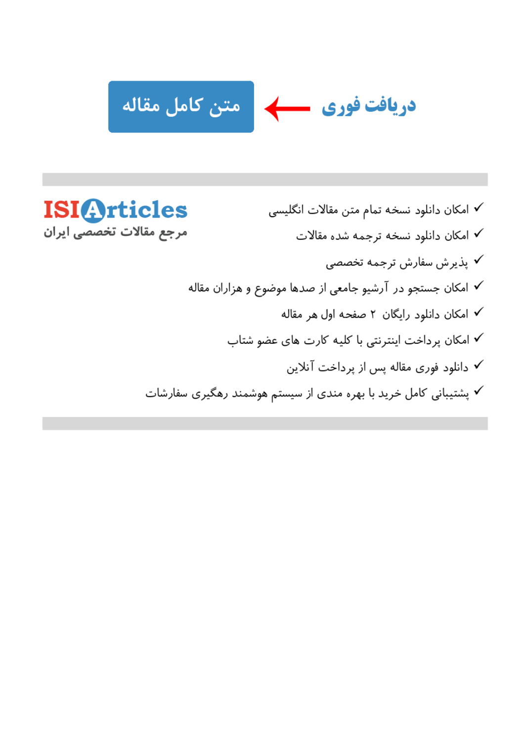دریافت فوری ← متن کامل مقاله

**ISIArticles**
مرجع مقالات تخصصی ایران

- ✓ امکان دانلود نسخه تمام متن مقالات انگلیسی
- ✓ امکان دانلود نسخه ترجمه شده مقالات
- ✓ پذیرش سفارش ترجمه تخصصی
- ✓ امکان جستجو در آرشیو جامعی از صدها موضوع و هزاران مقاله
- ✓ امکان دانلود رایگان ۲ صفحه اول هر مقاله
- ✓ امکان پرداخت اینترنتی با کلیه کارت های عضو شتاب
- ✓ دانلود فوری مقاله پس از پرداخت آنلاین
- ✓ پشتیبانی کامل خرید با بهره مندی از سیستم هوشمند رهگیری سفارشات